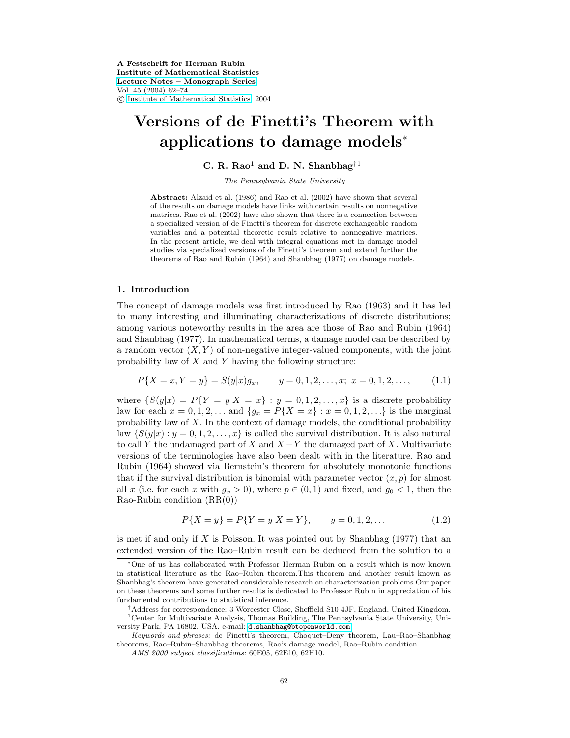A Festschrift for Herman Rubin
Institute of Mathematical Statistics
Lecture Notes – Monograph Series
Vol. 45 (2004) 62–74
© Institute of Mathematical Statistics, 2004

# Versions of de Finetti's Theorem with applications to damage models*

**C. R. Rao[1] and D. N. Shanbhag[†1]**

*The Pennsylvania State University*

**Abstract:** Alzaid et al. (1986) and Rao et al. (2002) have shown that several of the results on damage models have links with certain results on nonnegative matrices. Rao et al. (2002) have also shown that there is a connection between a specialized version of de Finetti's theorem for discrete exchangeable random variables and a potential theoretic result relative to nonnegative matrices. In the present article, we deal with integral equations met in damage model studies via specialized versions of de Finetti's theorem and extend further the theorems of Rao and Rubin (1964) and Shanbhag (1977) on damage models.

## 1. Introduction

The concept of damage models was first introduced by Rao (1963) and it has led to many interesting and illuminating characterizations of discrete distributions; among various noteworthy results in the area are those of Rao and Rubin (1964) and Shanbhag (1977). In mathematical terms, a damage model can be described by a random vector $(X, Y)$ of non-negative integer-valued components, with the joint probability law of $X$ and $Y$ having the following structure:

$$P\{X = x, Y = y\} = S(y|x)g_x, \qquad y = 0, 1, 2, \ldots, x;\ x = 0, 1, 2, \ldots, \tag{1.1}$$

where $\{S(y|x) = P\{Y = y|X = x\} : y = 0, 1, 2, \ldots, x\}$ is a discrete probability law for each $x = 0, 1, 2, \ldots$ and $\{g_x = P\{X = x\} : x = 0, 1, 2, \ldots\}$ is the marginal probability law of $X$. In the context of damage models, the conditional probability law $\{S(y|x) : y = 0, 1, 2, \ldots, x\}$ is called the survival distribution. It is also natural to call $Y$ the undamaged part of $X$ and $X - Y$ the damaged part of $X$. Multivariate versions of the terminologies have also been dealt with in the literature. Rao and Rubin (1964) showed via Bernstein's theorem for absolutely monotonic functions that if the survival distribution is binomial with parameter vector $(x, p)$ for almost all $x$ (i.e. for each $x$ with $g_x > 0$), where $p \in (0, 1)$ and fixed, and $g_0 < 1$, then the Rao-Rubin condition (RR(0))

$$P\{X = y\} = P\{Y = y|X = Y\}, \qquad y = 0, 1, 2, \ldots \tag{1.2}$$

is met if and only if $X$ is Poisson. It was pointed out by Shanbhag (1977) that an extended version of the Rao–Rubin result can be deduced from the solution to a

*One of us has collaborated with Professor Herman Rubin on a result which is now known in statistical literature as the Rao–Rubin theorem.This theorem and another result known as Shanbhag's theorem have generated considerable research on characterization problems.Our paper on these theorems and some further results is dedicated to Professor Rubin in appreciation of his fundamental contributions to statistical inference.

†Address for correspondence: 3 Worcester Close, Sheffield S10 4JF, England, United Kingdom.

1Center for Multivariate Analysis, Thomas Building, The Pennsylvania State University, University Park, PA 16802, USA. e-mail: d.shanbhag@btopenworld.com

*Keywords and phrases:* de Finetti's theorem, Choquet–Deny theorem, Lau–Rao–Shanbhag theorems, Rao–Rubin–Shanbhag theorems, Rao's damage model, Rao–Rubin condition.

*AMS 2000 subject classifications:* 60E05, 62E10, 62H10.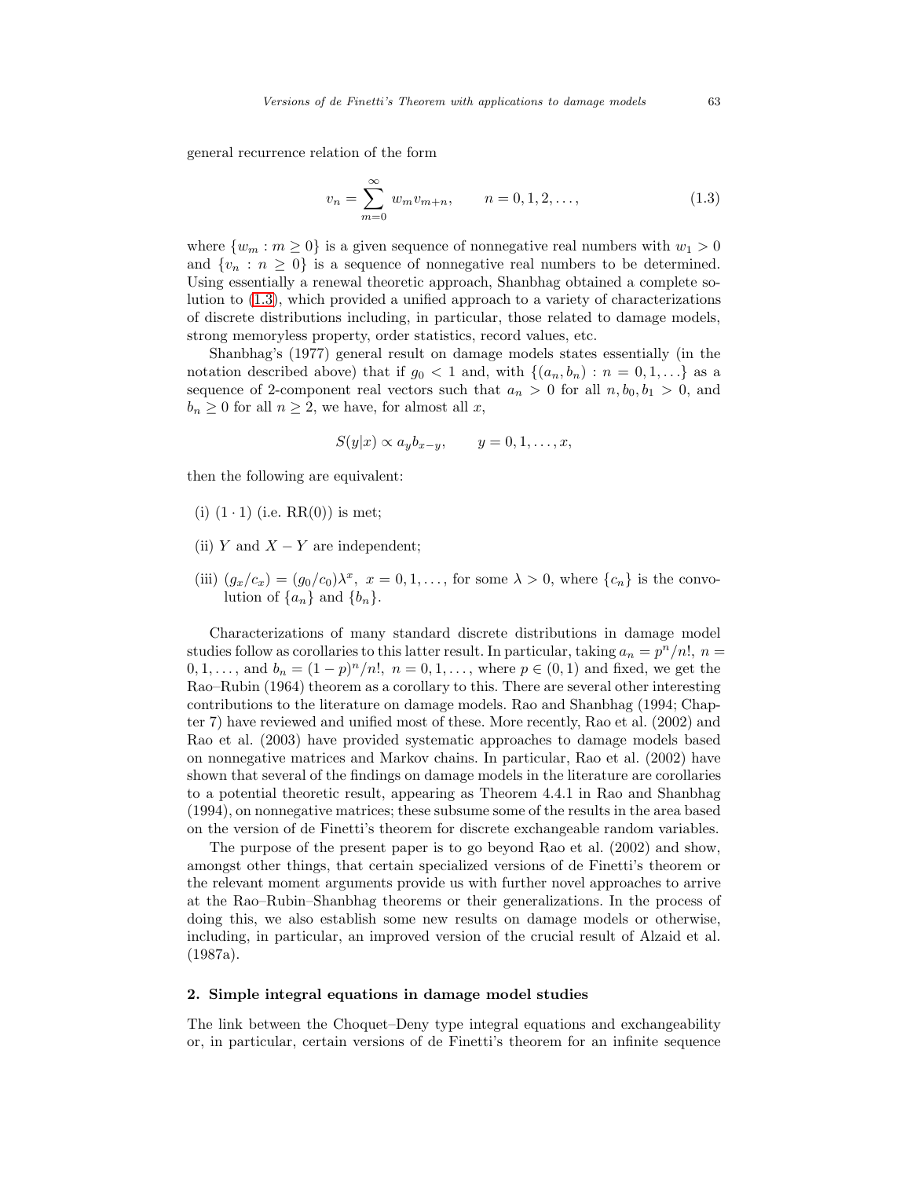general recurrence relation of the form

$$v_n = \sum_{m=0}^{\infty} w_m v_{m+n}, \qquad n = 0, 1, 2, \ldots, \tag{1.3}$$

where $\{w_m : m \geq 0\}$ is a given sequence of nonnegative real numbers with $w_1 > 0$ and $\{v_n : n \geq 0\}$ is a sequence of nonnegative real numbers to be determined. Using essentially a renewal theoretic approach, Shanbhag obtained a complete solution to (1.3), which provided a unified approach to a variety of characterizations of discrete distributions including, in particular, those related to damage models, strong memoryless property, order statistics, record values, etc.

Shanbhag's (1977) general result on damage models states essentially (in the notation described above) that if $g_0 < 1$ and, with $\{(a_n, b_n) : n = 0, 1, \ldots\}$ as a sequence of 2-component real vectors such that $a_n > 0$ for all $n, b_0, b_1 > 0$, and $b_n \geq 0$ for all $n \geq 2$, we have, for almost all $x$,

$$S(y|x) \propto a_y b_{x-y}, \qquad y = 0, 1, \ldots, x,$$

then the following are equivalent:

(i) $(1 \cdot 1)$ (i.e. RR(0)) is met;

(ii) $Y$ and $X - Y$ are independent;

(iii) $(g_x/c_x) = (g_0/c_0)\lambda^x,\ x = 0, 1, \ldots,$ for some $\lambda > 0$, where $\{c_n\}$ is the convolution of $\{a_n\}$ and $\{b_n\}$.

Characterizations of many standard discrete distributions in damage model studies follow as corollaries to this latter result. In particular, taking $a_n = p^n/n!,\ n = 0, 1, \ldots,$ and $b_n = (1-p)^n/n!,\ n = 0, 1, \ldots,$ where $p \in (0, 1)$ and fixed, we get the Rao–Rubin (1964) theorem as a corollary to this. There are several other interesting contributions to the literature on damage models. Rao and Shanbhag (1994; Chapter 7) have reviewed and unified most of these. More recently, Rao et al. (2002) and Rao et al. (2003) have provided systematic approaches to damage models based on nonnegative matrices and Markov chains. In particular, Rao et al. (2002) have shown that several of the findings on damage models in the literature are corollaries to a potential theoretic result, appearing as Theorem 4.4.1 in Rao and Shanbhag (1994), on nonnegative matrices; these subsume some of the results in the area based on the version of de Finetti's theorem for discrete exchangeable random variables.

The purpose of the present paper is to go beyond Rao et al. (2002) and show, amongst other things, that certain specialized versions of de Finetti's theorem or the relevant moment arguments provide us with further novel approaches to arrive at the Rao–Rubin–Shanbhag theorems or their generalizations. In the process of doing this, we also establish some new results on damage models or otherwise, including, in particular, an improved version of the crucial result of Alzaid et al. (1987a).

## 2. Simple integral equations in damage model studies

The link between the Choquet–Deny type integral equations and exchangeability or, in particular, certain versions of de Finetti's theorem for an infinite sequence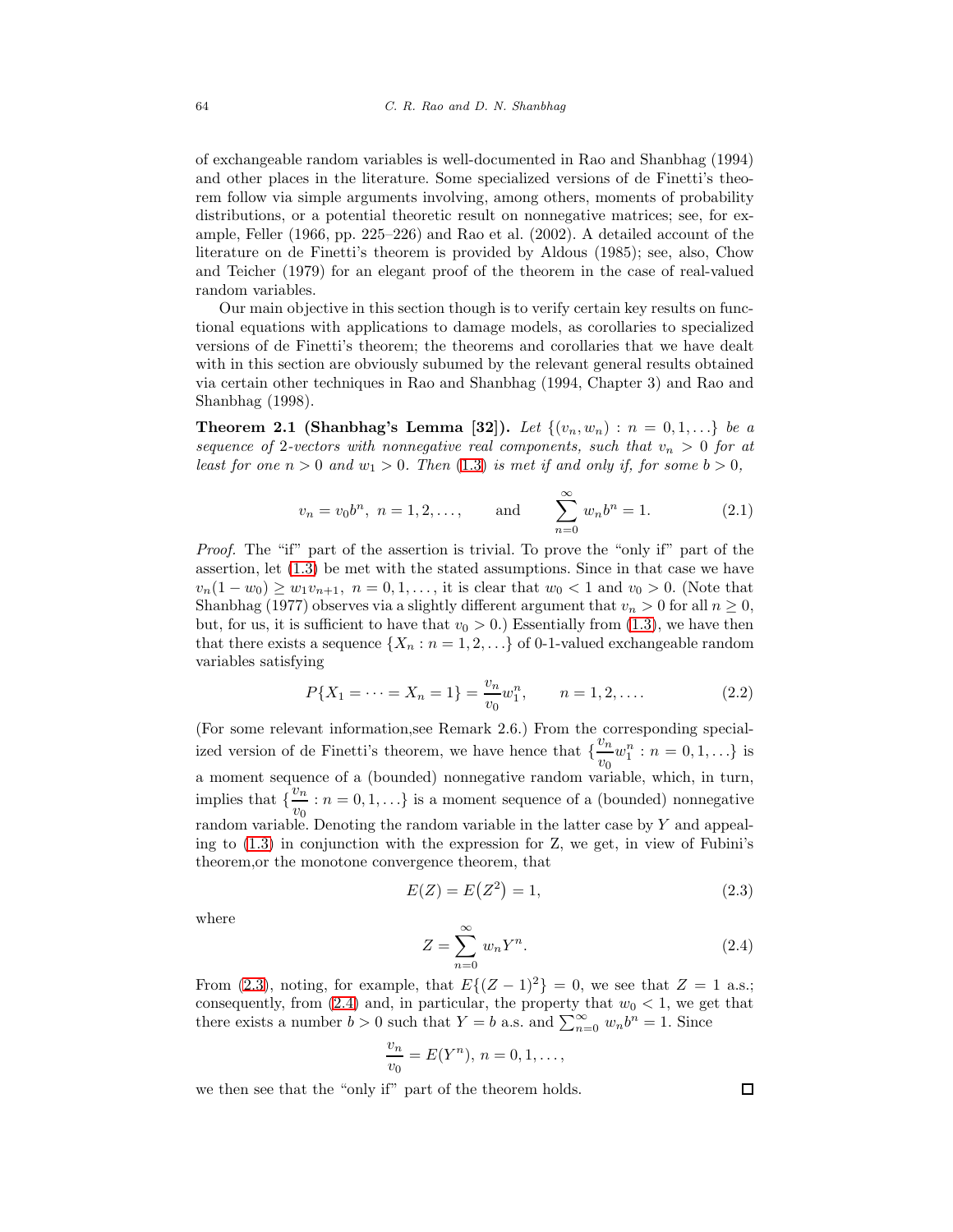of exchangeable random variables is well-documented in Rao and Shanbhag (1994) and other places in the literature. Some specialized versions of de Finetti's theorem follow via simple arguments involving, among others, moments of probability distributions, or a potential theoretic result on nonnegative matrices; see, for example, Feller (1966, pp. 225–226) and Rao et al. (2002). A detailed account of the literature on de Finetti's theorem is provided by Aldous (1985); see, also, Chow and Teicher (1979) for an elegant proof of the theorem in the case of real-valued random variables.

Our main objective in this section though is to verify certain key results on functional equations with applications to damage models, as corollaries to specialized versions of de Finetti's theorem; the theorems and corollaries that we have dealt with in this section are obviously subumed by the relevant general results obtained via certain other techniques in Rao and Shanbhag (1994, Chapter 3) and Rao and Shanbhag (1998).

**Theorem 2.1 (Shanbhag's Lemma [32]).** *Let $\{(v_n, w_n) : n = 0, 1, \ldots\}$ be a sequence of 2-vectors with nonnegative real components, such that $v_n > 0$ for at least for one $n > 0$ and $w_1 > 0$. Then (1.3) is met if and only if, for some $b > 0$,*

$$v_n = v_0 b^n,\ n = 1, 2, \ldots, \qquad \text{and} \qquad \sum_{n=0}^{\infty} w_n b^n = 1. \tag{2.1}$$

*Proof.* The "if" part of the assertion is trivial. To prove the "only if" part of the assertion, let (1.3) be met with the stated assumptions. Since in that case we have $v_n(1 - w_0) \geq w_1 v_{n+1},\ n = 0, 1, \ldots$, it is clear that $w_0 < 1$ and $v_0 > 0$. (Note that Shanbhag (1977) observes via a slightly different argument that $v_n > 0$ for all $n \geq 0$, but, for us, it is sufficient to have that $v_0 > 0$.) Essentially from (1.3), we have then that there exists a sequence $\{X_n : n = 1, 2, \ldots\}$ of 0-1-valued exchangeable random variables satisfying

$$P\{X_1 = \cdots = X_n = 1\} = \frac{v_n}{v_0} w_1^n, \qquad n = 1, 2, \ldots. \tag{2.2}$$

(For some relevant information,see Remark 2.6.) From the corresponding specialized version of de Finetti's theorem, we have hence that $\{\frac{v_n}{v_0} w_1^n : n = 0, 1, \ldots\}$ is a moment sequence of a (bounded) nonnegative random variable, which, in turn, implies that $\{\frac{v_n}{v_0} : n = 0, 1, \ldots\}$ is a moment sequence of a (bounded) nonnegative random variable. Denoting the random variable in the latter case by $Y$ and appealing to (1.3) in conjunction with the expression for Z, we get, in view of Fubini's theorem,or the monotone convergence theorem, that

$$E(Z) = E\big(Z^2\big) = 1, \tag{2.3}$$

where

$$Z = \sum_{n=0}^{\infty} w_n Y^n. \tag{2.4}$$

From (2.3), noting, for example, that $E\{(Z - 1)^2\} = 0$, we see that $Z = 1$ a.s.; consequently, from (2.4) and, in particular, the property that $w_0 < 1$, we get that there exists a number $b > 0$ such that $Y = b$ a.s. and $\sum_{n=0}^{\infty} w_n b^n = 1$. Since

$$\frac{v_n}{v_0} = E(Y^n),\ n = 0, 1, \ldots,$$

we then see that the "only if" part of the theorem holds. □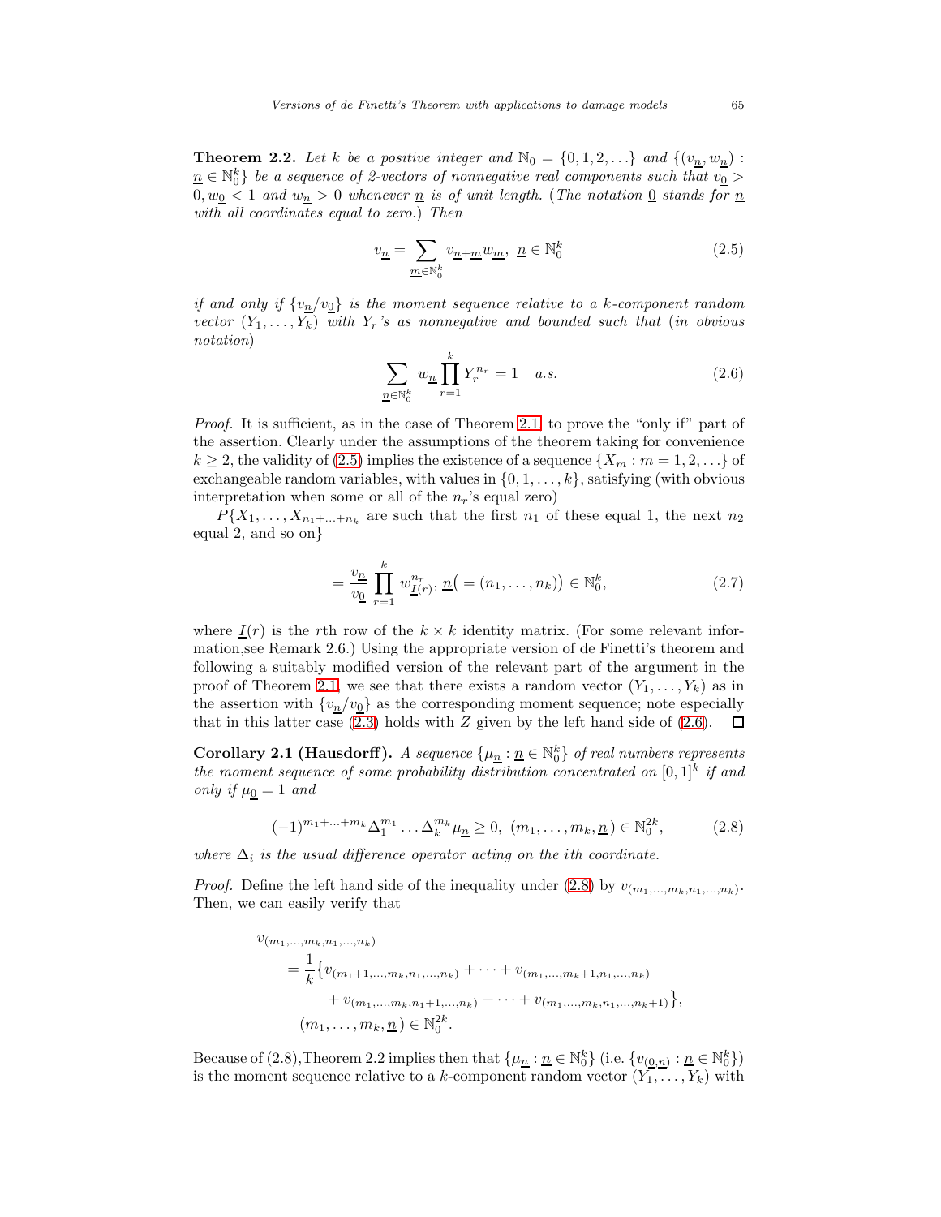**Theorem 2.2.** *Let $k$ be a positive integer and $\mathbb{N}_0 = \{0, 1, 2, \ldots\}$ and $\{(v_{\underline{n}}, w_{\underline{n}}) : \underline{n} \in \mathbb{N}_0^k\}$ be a sequence of 2-vectors of nonnegative real components such that $v_{\underline{0}} > 0, w_{\underline{0}} < 1$ and $w_{\underline{n}} > 0$ whenever $\underline{n}$ is of unit length. (The notation $\underline{0}$ stands for $\underline{n}$ with all coordinates equal to zero.) Then*

$$v_{\underline{n}} = \sum_{\underline{m} \in \mathbb{N}_0^k} v_{\underline{n}+\underline{m}} w_{\underline{m}}, \ \underline{n} \in \mathbb{N}_0^k \tag{2.5}$$

*if and only if $\{v_{\underline{n}}/v_{\underline{0}}\}$ is the moment sequence relative to a $k$-component random vector $(Y_1, \ldots, Y_k)$ with $Y_r$'s as nonnegative and bounded such that (in obvious notation)*

$$\sum_{\underline{n} \in \mathbb{N}_0^k} w_{\underline{n}} \prod_{r=1}^{k} Y_r^{n_r} = 1 \quad a.s. \tag{2.6}$$

*Proof.* It is sufficient, as in the case of Theorem 2.1, to prove the "only if" part of the assertion. Clearly under the assumptions of the theorem taking for convenience $k \geq 2$, the validity of (2.5) implies the existence of a sequence $\{X_m : m = 1, 2, \ldots\}$ of exchangeable random variables, with values in $\{0, 1, \ldots, k\}$, satisfying (with obvious interpretation when some or all of the $n_r$'s equal zero)

$P\{X_1, \ldots, X_{n_1+\ldots+n_k}$ are such that the first $n_1$ of these equal 1, the next $n_2$ equal 2, and so on$\}$

$$= \frac{v_{\underline{n}}}{v_{\underline{0}}} \prod_{r=1}^{k} w_{\underline{I}(r)}^{n_r}, \underline{n}\big(= (n_1, \ldots, n_k)\big) \in \mathbb{N}_0^k, \tag{2.7}$$

where $\underline{I}(r)$ is the $r$th row of the $k \times k$ identity matrix. (For some relevant information,see Remark 2.6.) Using the appropriate version of de Finetti's theorem and following a suitably modified version of the relevant part of the argument in the proof of Theorem 2.1, we see that there exists a random vector $(Y_1, \ldots, Y_k)$ as in the assertion with $\{v_{\underline{n}}/v_{\underline{0}}\}$ as the corresponding moment sequence; note especially that in this latter case (2.3) holds with $Z$ given by the left hand side of (2.6). $\square$

**Corollary 2.1 (Hausdorff).** *A sequence $\{\mu_{\underline{n}} : \underline{n} \in \mathbb{N}_0^k\}$ of real numbers represents the moment sequence of some probability distribution concentrated on $[0, 1]^k$ if and only if $\mu_{\underline{0}} = 1$ and*

$$(-1)^{m_1+\ldots+m_k} \Delta_1^{m_1} \ldots \Delta_k^{m_k} \mu_{\underline{n}} \geq 0, \ (m_1, \ldots, m_k, \underline{n}) \in \mathbb{N}_0^{2k}, \tag{2.8}$$

*where $\Delta_i$ is the usual difference operator acting on the $i$th coordinate.*

*Proof.* Define the left hand side of the inequality under (2.8) by $v_{(m_1,\ldots,m_k,n_1,\ldots,n_k)}$. Then, we can easily verify that

$$\begin{aligned}
&v_{(m_1,\ldots,m_k,n_1,\ldots,n_k)} \\
&\quad = \frac{1}{k}\big\{v_{(m_1+1,\ldots,m_k,n_1,\ldots,n_k)} + \cdots + v_{(m_1,\ldots,m_k+1,n_1,\ldots,n_k)} \\
&\qquad + v_{(m_1,\ldots,m_k,n_1+1,\ldots,n_k)} + \cdots + v_{(m_1,\ldots,m_k,n_1,\ldots,n_k+1)}\big\}, \\
&\quad (m_1, \ldots, m_k, \underline{n}) \in \mathbb{N}_0^{2k}.
\end{aligned}$$

Because of (2.8),Theorem 2.2 implies then that $\{\mu_{\underline{n}} : \underline{n} \in \mathbb{N}_0^k\}$ (i.e. $\{v_{(\underline{0},\underline{n})} : \underline{n} \in \mathbb{N}_0^k\}$) is the moment sequence relative to a $k$-component random vector $(Y_1, \ldots, Y_k)$ with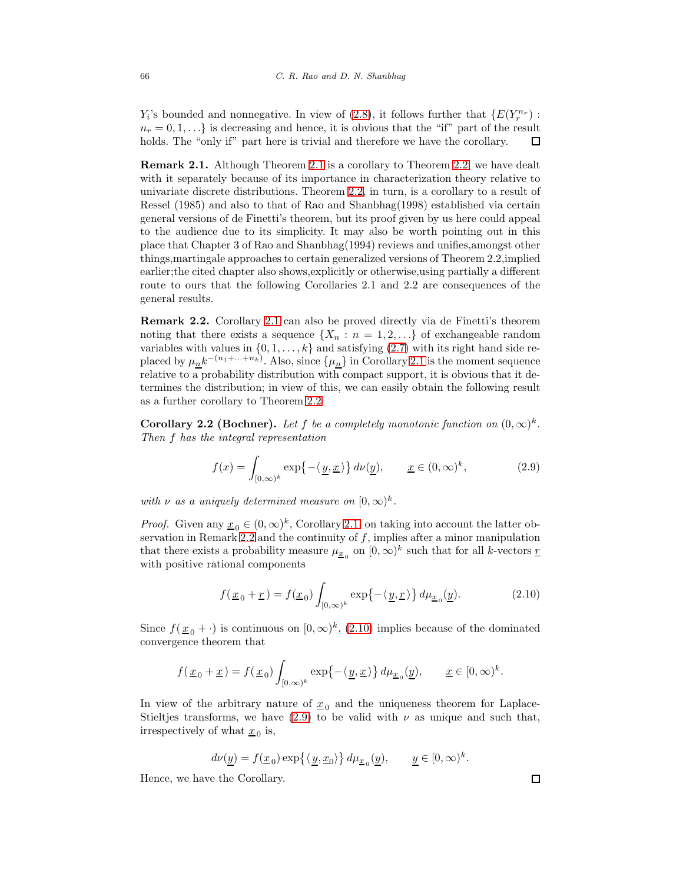$Y_i$'s bounded and nonnegative. In view of (2.8), it follows further that $\{E(Y_r^{n_r}) : n_r = 0, 1, \ldots\}$ is decreasing and hence, it is obvious that the "if" part of the result holds. The "only if" part here is trivial and therefore we have the corollary. $\square$

**Remark 2.1.** Although Theorem 2.1 is a corollary to Theorem 2.2, we have dealt with it separately because of its importance in characterization theory relative to univariate discrete distributions. Theorem 2.2, in turn, is a corollary to a result of Ressel (1985) and also to that of Rao and Shanbhag(1998) established via certain general versions of de Finetti's theorem, but its proof given by us here could appeal to the audience due to its simplicity. It may also be worth pointing out in this place that Chapter 3 of Rao and Shanbhag(1994) reviews and unifies,amongst other things,martingale approaches to certain generalized versions of Theorem 2.2,implied earlier;the cited chapter also shows,explicitly or otherwise,using partially a different route to ours that the following Corollaries 2.1 and 2.2 are consequences of the general results.

**Remark 2.2.** Corollary 2.1 can also be proved directly via de Finetti's theorem noting that there exists a sequence $\{X_n : n = 1, 2, \ldots\}$ of exchangeable random variables with values in $\{0, 1, \ldots, k\}$ and satisfying (2.7) with its right hand side replaced by $\mu_{\underline{n}} k^{-(n_1+\ldots+n_k)}$. Also, since $\{\mu_{\underline{n}}\}$ in Corollary 2.1 is the moment sequence relative to a probability distribution with compact support, it is obvious that it determines the distribution; in view of this, we can easily obtain the following result as a further corollary to Theorem 2.2.

**Corollary 2.2 (Bochner).** *Let $f$ be a completely monotonic function on $(0,\infty)^k$. Then $f$ has the integral representation*

$$f(x) = \int_{[0,\infty)^k} \exp\{-\langle \underline{y}, \underline{x} \rangle\}\, d\nu(\underline{y}), \qquad \underline{x} \in (0,\infty)^k, \tag{2.9}$$

*with $\nu$ as a uniquely determined measure on $[0,\infty)^k$.*

*Proof.* Given any $\underline{x}_0 \in (0,\infty)^k$, Corollary 2.1 on taking into account the latter observation in Remark 2.2 and the continuity of $f$, implies after a minor manipulation that there exists a probability measure $\mu_{\underline{x}_0}$ on $[0,\infty)^k$ such that for all $k$-vectors $\underline{r}$ with positive rational components

$$f(\underline{x}_0 + \underline{r}) = f(\underline{x}_0) \int_{[0,\infty)^k} \exp\{-\langle \underline{y}, \underline{r} \rangle\}\, d\mu_{\underline{x}_0}(\underline{y}). \tag{2.10}$$

Since $f(\underline{x}_0 + \cdot)$ is continuous on $[0,\infty)^k$, (2.10) implies because of the dominated convergence theorem that

$$f(\underline{x}_0 + \underline{x}) = f(\underline{x}_0) \int_{[0,\infty)^k} \exp\{-\langle \underline{y}, \underline{x} \rangle\}\, d\mu_{\underline{x}_0}(\underline{y}), \qquad \underline{x} \in [0,\infty)^k.$$

In view of the arbitrary nature of $\underline{x}_0$ and the uniqueness theorem for Laplace-Stieltjes transforms, we have (2.9) to be valid with $\nu$ as unique and such that, irrespectively of what $\underline{x}_0$ is,

$$d\nu(\underline{y}) = f(\underline{x}_0) \exp\{\langle \underline{y}, \underline{x}_0 \rangle\}\, d\mu_{\underline{x}_0}(\underline{y}), \qquad \underline{y} \in [0,\infty)^k.$$

Hence, we have the Corollary. $\square$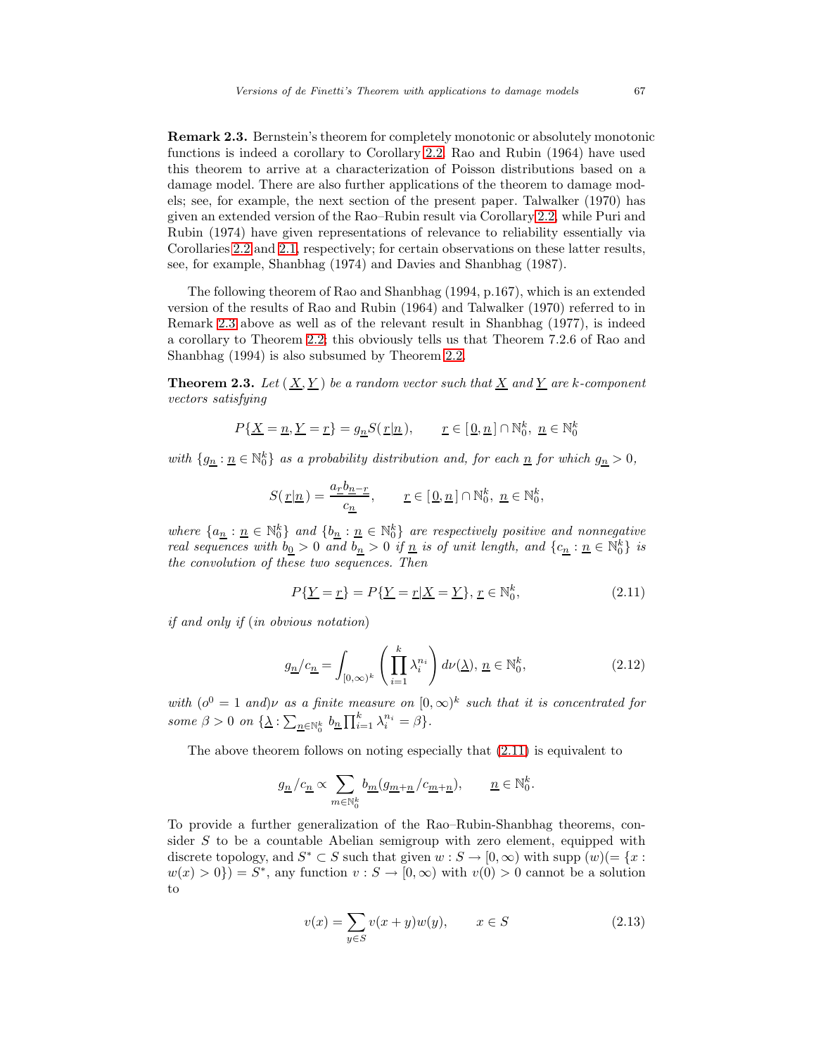**Remark 2.3.** Bernstein's theorem for completely monotonic or absolutely monotonic functions is indeed a corollary to Corollary 2.2. Rao and Rubin (1964) have used this theorem to arrive at a characterization of Poisson distributions based on a damage model. There are also further applications of the theorem to damage models; see, for example, the next section of the present paper. Talwalker (1970) has given an extended version of the Rao–Rubin result via Corollary 2.2, while Puri and Rubin (1974) have given representations of relevance to reliability essentially via Corollaries 2.2 and 2.1, respectively; for certain observations on these latter results, see, for example, Shanbhag (1974) and Davies and Shanbhag (1987).

The following theorem of Rao and Shanbhag (1994, p.167), which is an extended version of the results of Rao and Rubin (1964) and Talwalker (1970) referred to in Remark 2.3 above as well as of the relevant result in Shanbhag (1977), is indeed a corollary to Theorem 2.2; this obviously tells us that Theorem 7.2.6 of Rao and Shanbhag (1994) is also subsumed by Theorem 2.2.

**Theorem 2.3.** *Let* $(\underline{X}, \underline{Y})$ *be a random vector such that* $\underline{X}$ *and* $\underline{Y}$ *are* $k$*-component vectors satisfying*

$$P\{\underline{X} = \underline{n}, \underline{Y} = \underline{r}\} = g_{\underline{n}} S(\underline{r}|\underline{n}), \qquad \underline{r} \in [\underline{0}, \underline{n}] \cap \mathbb{N}_0^k,\ \underline{n} \in \mathbb{N}_0^k$$

*with* $\{g_{\underline{n}} : \underline{n} \in \mathbb{N}_0^k\}$ *as a probability distribution and, for each* $\underline{n}$ *for which* $g_{\underline{n}} > 0$,

$$S(\underline{r}|\underline{n}) = \frac{a_{\underline{r}} b_{\underline{n}-\underline{r}}}{c_{\underline{n}}}, \qquad \underline{r} \in [\underline{0}, \underline{n}] \cap \mathbb{N}_0^k,\ \underline{n} \in \mathbb{N}_0^k,$$

*where* $\{a_{\underline{n}} : \underline{n} \in \mathbb{N}_0^k\}$ *and* $\{b_{\underline{n}} : \underline{n} \in \mathbb{N}_0^k\}$ *are respectively positive and nonnegative real sequences with* $b_{\underline{0}} > 0$ *and* $b_{\underline{n}} > 0$ *if* $\underline{n}$ *is of unit length, and* $\{c_{\underline{n}} : \underline{n} \in \mathbb{N}_0^k\}$ *is the convolution of these two sequences. Then*

$$P\{\underline{Y} = \underline{r}\} = P\{\underline{Y} = \underline{r} | \underline{X} = \underline{Y}\},\ \underline{r} \in \mathbb{N}_0^k, \tag{2.11}$$

*if and only if (in obvious notation)*

$$g_{\underline{n}}/c_{\underline{n}} = \int_{[0,\infty)^k} \left( \prod_{i=1}^{k} \lambda_i^{n_i} \right) d\nu(\underline{\lambda}),\ \underline{n} \in \mathbb{N}_0^k, \tag{2.12}$$

*with* ($o^0 = 1$ *and*)$\nu$ *as a finite measure on* $[0,\infty)^k$ *such that it is concentrated for some* $\beta > 0$ *on* $\{\underline{\lambda} : \sum_{\underline{n} \in \mathbb{N}_0^k} b_{\underline{n}} \prod_{i=1}^{k} \lambda_i^{n_i} = \beta\}$.

The above theorem follows on noting especially that (2.11) is equivalent to

$$g_{\underline{n}}/c_{\underline{n}} \propto \sum_{m \in \mathbb{N}_0^k} b_{\underline{m}} (g_{\underline{m}+\underline{n}}/c_{\underline{m}+\underline{n}}), \qquad \underline{n} \in \mathbb{N}_0^k.$$

To provide a further generalization of the Rao–Rubin-Shanbhag theorems, consider $S$ to be a countable Abelian semigroup with zero element, equipped with discrete topology, and $S^* \subset S$ such that given $w : S \to [0,\infty)$ with supp $(w)(= \{x : w(x) > 0\}) = S^*$, any function $v : S \to [0,\infty)$ with $v(0) > 0$ cannot be a solution to

$$v(x) = \sum_{y \in S} v(x+y) w(y), \qquad x \in S \tag{2.13}$$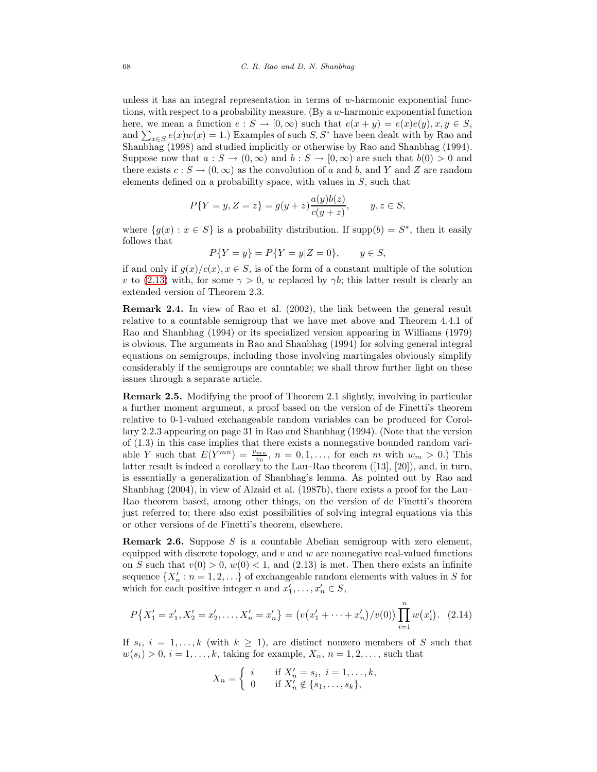unless it has an integral representation in terms of $w$-harmonic exponential functions, with respect to a probability measure. (By a $w$-harmonic exponential function here, we mean a function $e : S \to [0, \infty)$ such that $e(x + y) = e(x)e(y), x, y \in S$, and $\sum_{x \in S} e(x)w(x) = 1$.) Examples of such $S, S^*$ have been dealt with by Rao and Shanbhag (1998) and studied implicitly or otherwise by Rao and Shanbhag (1994). Suppose now that $a : S \to (0, \infty)$ and $b : S \to [0, \infty)$ are such that $b(0) > 0$ and there exists $c : S \to (0, \infty)$ as the convolution of $a$ and $b$, and $Y$ and $Z$ are random elements defined on a probability space, with values in $S$, such that

$$P\{Y = y, Z = z\} = g(y + z)\frac{a(y)b(z)}{c(y + z)}, \qquad y, z \in S,$$

where $\{g(x) : x \in S\}$ is a probability distribution. If $\operatorname{supp}(b) = S^*$, then it easily follows that

$$P\{Y = y\} = P\{Y = y | Z = 0\}, \qquad y \in S,$$

if and only if $g(x)/c(x), x \in S$, is of the form of a constant multiple of the solution $v$ to (2.13) with, for some $\gamma > 0$, $w$ replaced by $\gamma b$; this latter result is clearly an extended version of Theorem 2.3.

**Remark 2.4.** In view of Rao et al. (2002), the link between the general result relative to a countable semigroup that we have met above and Theorem 4.4.1 of Rao and Shanbhag (1994) or its specialized version appearing in Williams (1979) is obvious. The arguments in Rao and Shanbhag (1994) for solving general integral equations on semigroups, including those involving martingales obviously simplify considerably if the semigroups are countable; we shall throw further light on these issues through a separate article.

**Remark 2.5.** Modifying the proof of Theorem 2.1 slightly, involving in particular a further moment argument, a proof based on the version of de Finetti's theorem relative to 0-1-valued exchangeable random variables can be produced for Corollary 2.2.3 appearing on page 31 in Rao and Shanbhag (1994). (Note that the version of (1.3) in this case implies that there exists a nonnegative bounded random variable $Y$ such that $E(Y^{mn}) = \frac{v_{mn}}{v_0}$, $n = 0, 1, \ldots$, for each $m$ with $w_m > 0$.) This latter result is indeed a corollary to the Lau–Rao theorem ([13], [20]), and, in turn, is essentially a generalization of Shanbhag's lemma. As pointed out by Rao and Shanbhag (2004), in view of Alzaid et al. (1987b), there exists a proof for the Lau–Rao theorem based, among other things, on the version of de Finetti's theorem just referred to; there also exist possibilities of solving integral equations via this or other versions of de Finetti's theorem, elsewhere.

**Remark 2.6.** Suppose $S$ is a countable Abelian semigroup with zero element, equipped with discrete topology, and $v$ and $w$ are nonnegative real-valued functions on $S$ such that $v(0) > 0$, $w(0) < 1$, and (2.13) is met. Then there exists an infinite sequence $\{X'_n : n = 1, 2, \ldots\}$ of exchangeable random elements with values in $S$ for which for each positive integer $n$ and $x'_1, \ldots, x'_n \in S$,

$$P\{X'_1 = x'_1, X'_2 = x'_2, \ldots, X'_n = x'_n\} = \left(v\left(x'_1 + \cdots + x'_n\right)/v(0)\right) \prod_{i=1}^{n} w\left(x'_i\right). \quad (2.14)$$

If $s_i$, $i = 1, \ldots, k$ (with $k \geq 1$), are distinct nonzero members of $S$ such that $w(s_i) > 0$, $i = 1, \ldots, k$, taking for example, $X_n$, $n = 1, 2, \ldots$, such that

$$X_n = \begin{cases} i & \text{if } X'_n = s_i,\ i = 1, \ldots, k, \\ 0 & \text{if } X'_n \notin \{s_1, \ldots, s_k\}, \end{cases}$$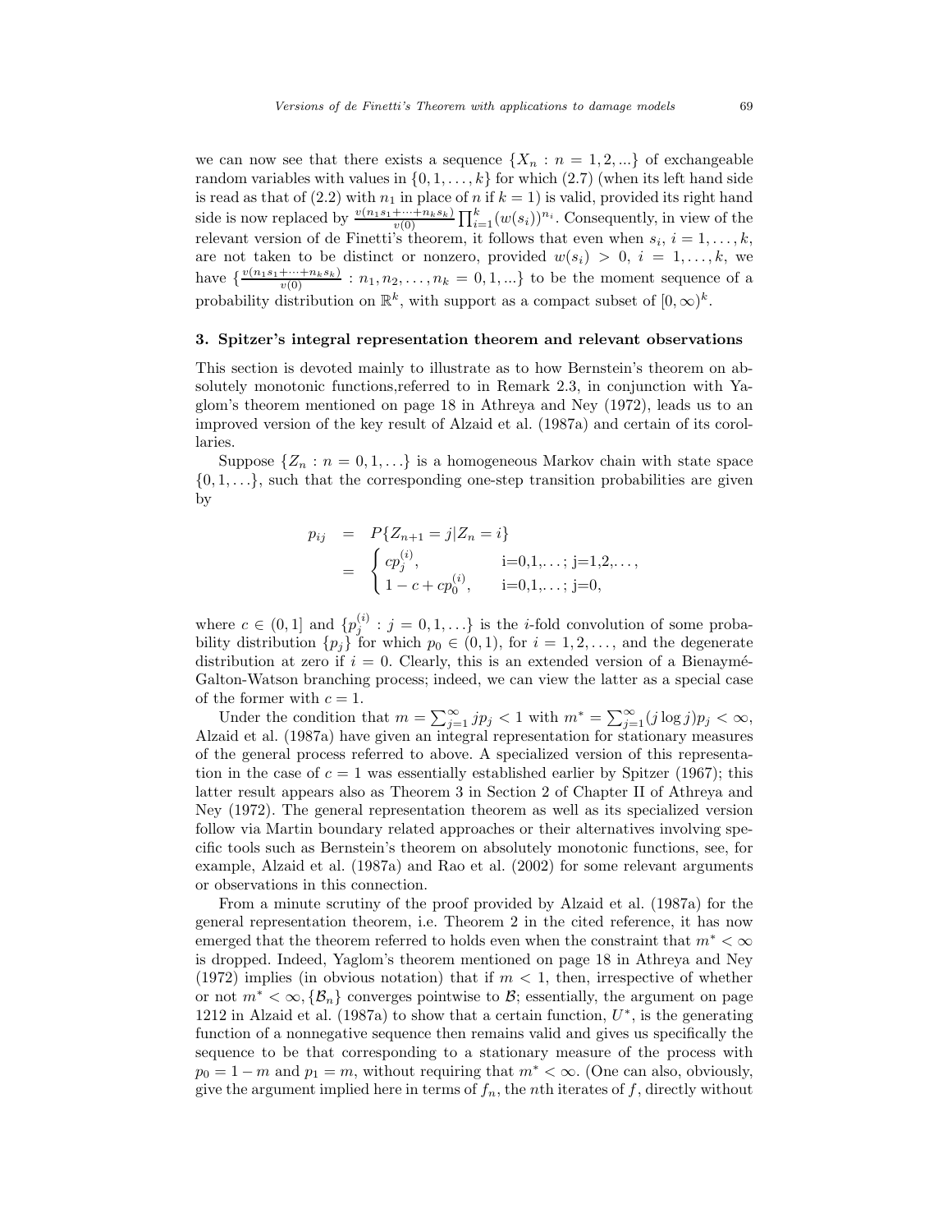we can now see that there exists a sequence $\{X_n : n = 1, 2, ...\}$ of exchangeable random variables with values in $\{0, 1, \ldots, k\}$ for which (2.7) (when its left hand side is read as that of (2.2) with $n_1$ in place of $n$ if $k = 1$) is valid, provided its right hand side is now replaced by $\frac{v(n_1 s_1 + \cdots + n_k s_k)}{v(0)} \prod_{i=1}^{k} (w(s_i))^{n_i}$. Consequently, in view of the relevant version of de Finetti's theorem, it follows that even when $s_i$, $i = 1, \ldots, k$, are not taken to be distinct or nonzero, provided $w(s_i) > 0$, $i = 1, \ldots, k$, we have $\{\frac{v(n_1 s_1 + \cdots + n_k s_k)}{v(0)} : n_1, n_2, \ldots, n_k = 0, 1, ...\}$ to be the moment sequence of a probability distribution on $\mathbb{R}^k$, with support as a compact subset of $[0, \infty)^k$.

## 3. Spitzer's integral representation theorem and relevant observations

This section is devoted mainly to illustrate as to how Bernstein's theorem on absolutely monotonic functions,referred to in Remark 2.3, in conjunction with Yaglom's theorem mentioned on page 18 in Athreya and Ney (1972), leads us to an improved version of the key result of Alzaid et al. (1987a) and certain of its corollaries.

Suppose $\{Z_n : n = 0, 1, \ldots\}$ is a homogeneous Markov chain with state space $\{0, 1, \ldots\}$, such that the corresponding one-step transition probabilities are given by

$$
\begin{aligned}
p_{ij} &= P\{Z_{n+1} = j | Z_n = i\} \\
&= \begin{cases} c p_j^{(i)}, & \text{i=0,1,}\ldots\text{; j=1,2,}\ldots, \\ 1 - c + c p_0^{(i)}, & \text{i=0,1,}\ldots\text{; j=0,} \end{cases}
\end{aligned}
$$

where $c \in (0, 1]$ and $\{p_j^{(i)} : j = 0, 1, \ldots\}$ is the $i$-fold convolution of some probability distribution $\{p_j\}$ for which $p_0 \in (0, 1)$, for $i = 1, 2, \ldots$, and the degenerate distribution at zero if $i = 0$. Clearly, this is an extended version of a Bienaymé-Galton-Watson branching process; indeed, we can view the latter as a special case of the former with $c = 1$.

Under the condition that $m = \sum_{j=1}^{\infty} j p_j < 1$ with $m^* = \sum_{j=1}^{\infty} (j \log j) p_j < \infty$, Alzaid et al. (1987a) have given an integral representation for stationary measures of the general process referred to above. A specialized version of this representation in the case of $c = 1$ was essentially established earlier by Spitzer (1967); this latter result appears also as Theorem 3 in Section 2 of Chapter II of Athreya and Ney (1972). The general representation theorem as well as its specialized version follow via Martin boundary related approaches or their alternatives involving specific tools such as Bernstein's theorem on absolutely monotonic functions, see, for example, Alzaid et al. (1987a) and Rao et al. (2002) for some relevant arguments or observations in this connection.

From a minute scrutiny of the proof provided by Alzaid et al. (1987a) for the general representation theorem, i.e. Theorem 2 in the cited reference, it has now emerged that the theorem referred to holds even when the constraint that $m^* < \infty$ is dropped. Indeed, Yaglom's theorem mentioned on page 18 in Athreya and Ney (1972) implies (in obvious notation) that if $m < 1$, then, irrespective of whether or not $m^* < \infty, \{\mathcal{B}_n\}$ converges pointwise to $\mathcal{B}$; essentially, the argument on page 1212 in Alzaid et al. (1987a) to show that a certain function, $U^*$, is the generating function of a nonnegative sequence then remains valid and gives us specifically the sequence to be that corresponding to a stationary measure of the process with $p_0 = 1 - m$ and $p_1 = m$, without requiring that $m^* < \infty$. (One can also, obviously, give the argument implied here in terms of $f_n$, the $n$th iterates of $f$, directly without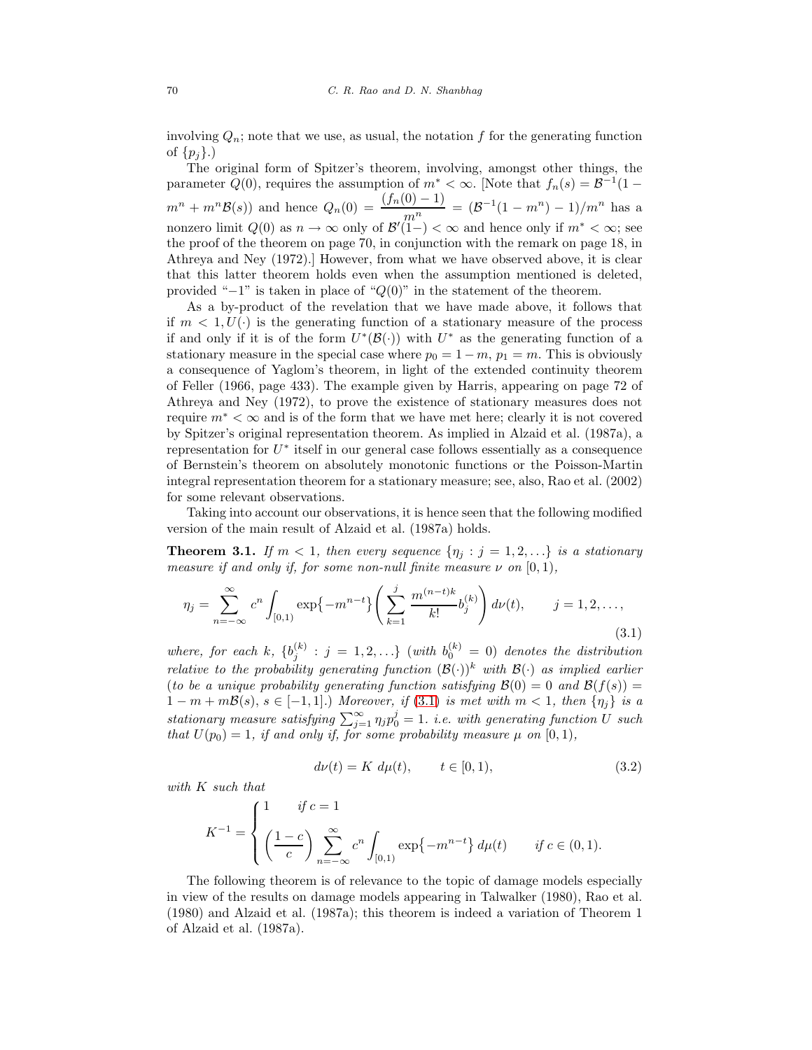involving $Q_n$; note that we use, as usual, the notation $f$ for the generating function of $\{p_j\}$.)

The original form of Spitzer's theorem, involving, amongst other things, the parameter $Q(0)$, requires the assumption of $m^* < \infty$. [Note that $f_n(s) = \mathcal{B}^{-1}(1 - m^n + m^n\mathcal{B}(s))$ and hence $Q_n(0) = \dfrac{(f_n(0) - 1)}{m^n} = (\mathcal{B}^{-1}(1 - m^n) - 1)/m^n$ has a nonzero limit $Q(0)$ as $n \to \infty$ only of $\mathcal{B}'(1-) < \infty$ and hence only if $m^* < \infty$; see the proof of the theorem on page 70, in conjunction with the remark on page 18, in Athreya and Ney (1972).] However, from what we have observed above, it is clear that this latter theorem holds even when the assumption mentioned is deleted, provided "$-1$" is taken in place of "$Q(0)$" in the statement of the theorem.

As a by-product of the revelation that we have made above, it follows that if $m < 1, U(\cdot)$ is the generating function of a stationary measure of the process if and only if it is of the form $U^*(\mathcal{B}(\cdot))$ with $U^*$ as the generating function of a stationary measure in the special case where $p_0 = 1 - m$, $p_1 = m$. This is obviously a consequence of Yaglom's theorem, in light of the extended continuity theorem of Feller (1966, page 433). The example given by Harris, appearing on page 72 of Athreya and Ney (1972), to prove the existence of stationary measures does not require $m^* < \infty$ and is of the form that we have met here; clearly it is not covered by Spitzer's original representation theorem. As implied in Alzaid et al. (1987a), a representation for $U^*$ itself in our general case follows essentially as a consequence of Bernstein's theorem on absolutely monotonic functions or the Poisson-Martin integral representation theorem for a stationary measure; see, also, Rao et al. (2002) for some relevant observations.

Taking into account our observations, it is hence seen that the following modified version of the main result of Alzaid et al. (1987a) holds.

**Theorem 3.1.** *If $m < 1$, then every sequence $\{\eta_j : j = 1, 2, \ldots\}$ is a stationary measure if and only if, for some non-null finite measure $\nu$ on $[0, 1)$,*

$$\eta_j = \sum_{n=-\infty}^{\infty} c^n \int_{[0,1)} \exp\{-m^{n-t}\} \left( \sum_{k=1}^{j} \frac{m^{(n-t)k}}{k!} b_j^{(k)} \right) d\nu(t), \qquad j = 1, 2, \ldots, \tag{3.1}$$

*where, for each $k$, $\{b_j^{(k)} : j = 1, 2, \ldots\}$ (with $b_0^{(k)} = 0$) denotes the distribution relative to the probability generating function $(\mathcal{B}(\cdot))^k$ with $\mathcal{B}(\cdot)$ as implied earlier (to be a unique probability generating function satisfying $\mathcal{B}(0) = 0$ and $\mathcal{B}(f(s)) = 1 - m + m\mathcal{B}(s)$, $s \in [-1, 1]$.) Moreover, if (3.1) is met with $m < 1$, then $\{\eta_j\}$ is a stationary measure satisfying $\sum_{j=1}^{\infty} \eta_j p_0^j = 1$. i.e. with generating function $U$ such that $U(p_0) = 1$, if and only if, for some probability measure $\mu$ on $[0, 1)$,*

$$d\nu(t) = K \, d\mu(t), \qquad t \in [0, 1), \tag{3.2}$$

*with $K$ such that*

$$K^{-1} = \begin{cases} 1 & \text{if } c = 1 \\[2mm] \left(\dfrac{1-c}{c}\right) \displaystyle\sum_{n=-\infty}^{\infty} c^n \int_{[0,1)} \exp\{-m^{n-t}\} \, d\mu(t) & \text{if } c \in (0, 1). \end{cases}$$

The following theorem is of relevance to the topic of damage models especially in view of the results on damage models appearing in Talwalker (1980), Rao et al. (1980) and Alzaid et al. (1987a); this theorem is indeed a variation of Theorem 1 of Alzaid et al. (1987a).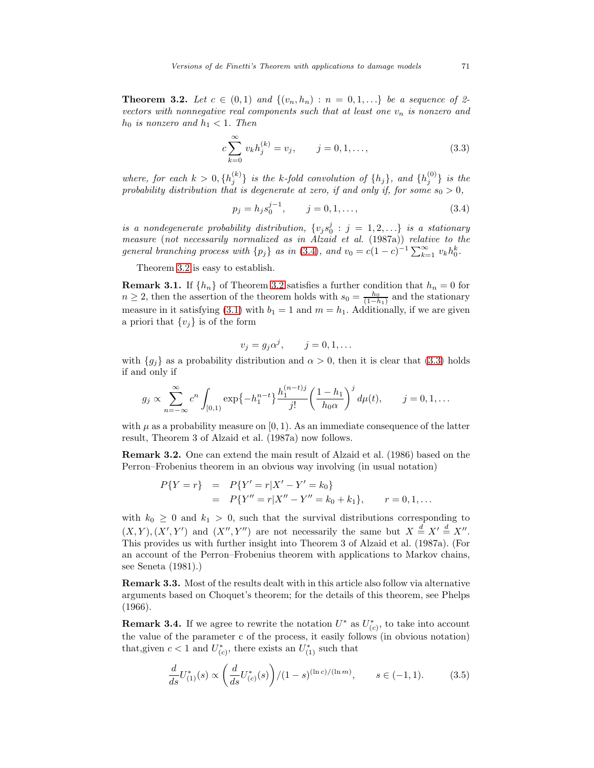**Theorem 3.2.** *Let $c \in (0,1)$ and $\{(v_n, h_n) : n = 0, 1, \ldots\}$ be a sequence of 2-vectors with nonnegative real components such that at least one $v_n$ is nonzero and $h_0$ is nonzero and $h_1 < 1$. Then*

$$c \sum_{k=0}^{\infty} v_k h_j^{(k)} = v_j, \qquad j = 0, 1, \ldots, \tag{3.3}$$

*where, for each $k > 0, \{h_j^{(k)}\}$ is the k-fold convolution of $\{h_j\}$, and $\{h_j^{(0)}\}$ is the probability distribution that is degenerate at zero, if and only if, for some $s_0 > 0$,*

$$p_j = h_j s_0^{j-1}, \qquad j = 0, 1, \ldots, \tag{3.4}$$

*is a nondegenerate probability distribution, $\{v_j s_0^j : j = 1, 2, \ldots\}$ is a stationary measure (not necessarily normalized as in Alzaid et al. (1987a)) relative to the general branching process with $\{p_j\}$ as in (3.4), and $v_0 = c(1-c)^{-1} \sum_{k=1}^{\infty} v_k h_0^k$.*

Theorem 3.2 is easy to establish.

**Remark 3.1.** If $\{h_n\}$ of Theorem 3.2 satisfies a further condition that $h_n = 0$ for $n \geq 2$, then the assertion of the theorem holds with $s_0 = \frac{h_0}{(1-h_1)}$ and the stationary measure in it satisfying (3.1) with $b_1 = 1$ and $m = h_1$. Additionally, if we are given a priori that $\{v_j\}$ is of the form

$$v_j = g_j \alpha^j, \qquad j = 0, 1, \ldots$$

with $\{g_j\}$ as a probability distribution and $\alpha > 0$, then it is clear that (3.3) holds if and only if

$$g_j \propto \sum_{n=-\infty}^{\infty} c^n \int_{[0,1)} \exp\{-h_1^{n-t}\} \frac{h_1^{(n-t)j}}{j!} \left( \frac{1-h_1}{h_0 \alpha} \right)^j d\mu(t), \qquad j = 0, 1, \ldots$$

with $\mu$ as a probability measure on $[0,1)$. As an immediate consequence of the latter result, Theorem 3 of Alzaid et al. (1987a) now follows.

**Remark 3.2.** One can extend the main result of Alzaid et al. (1986) based on the Perron–Frobenius theorem in an obvious way involving (in usual notation)

$$\begin{aligned} P\{Y = r\} &= P\{Y' = r | X' - Y' = k_0\} \\ &= P\{Y'' = r | X'' - Y'' = k_0 + k_1\}, \qquad r = 0, 1, \ldots \end{aligned}$$

with $k_0 \geq 0$ and $k_1 > 0$, such that the survival distributions corresponding to $(X, Y), (X', Y')$ and $(X'', Y'')$ are not necessarily the same but $X \overset{d}{=} X' \overset{d}{=} X''$. This provides us with further insight into Theorem 3 of Alzaid et al. (1987a). (For an account of the Perron–Frobenius theorem with applications to Markov chains, see Seneta (1981).)

**Remark 3.3.** Most of the results dealt with in this article also follow via alternative arguments based on Choquet's theorem; for the details of this theorem, see Phelps (1966).

**Remark 3.4.** If we agree to rewrite the notation $U^*$ as $U^*_{(c)}$, to take into account the value of the parameter c of the process, it easily follows (in obvious notation) that,given $c < 1$ and $U^*_{(c)}$, there exists an $U^*_{(1)}$ such that

$$\frac{d}{ds} U^*_{(1)}(s) \propto \left( \frac{d}{ds} U^*_{(c)}(s) \right) / (1-s)^{(\ln c)/(\ln m)}, \qquad s \in (-1, 1). \tag{3.5}$$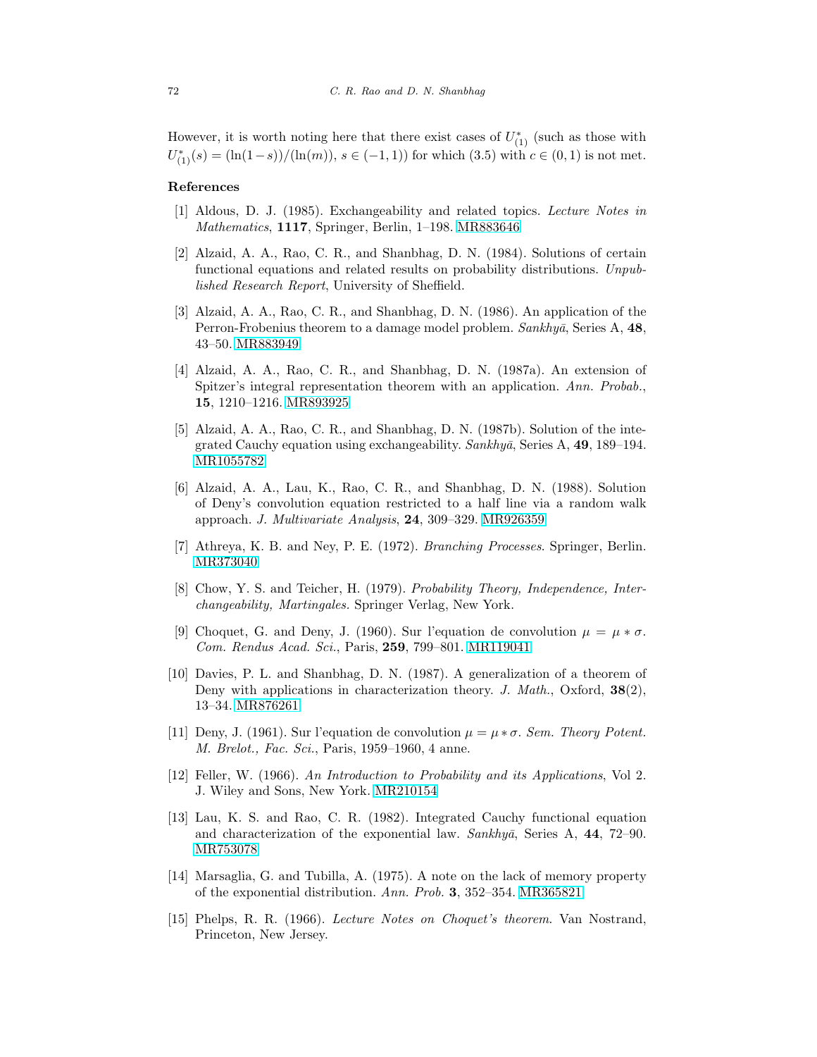However, it is worth noting here that there exist cases of $U^*_{(1)}$ (such as those with $U^*_{(1)}(s) = (\ln(1-s))/(\ln(m))$, $s \in (-1,1)$) for which (3.5) with $c \in (0,1)$ is not met.

## References

[1] Aldous, D. J. (1985). Exchangeability and related topics. *Lecture Notes in Mathematics*, **1117**, Springer, Berlin, 1–198. MR883646

[2] Alzaid, A. A., Rao, C. R., and Shanbhag, D. N. (1984). Solutions of certain functional equations and related results on probability distributions. *Unpublished Research Report*, University of Sheffield.

[3] Alzaid, A. A., Rao, C. R., and Shanbhag, D. N. (1986). An application of the Perron-Frobenius theorem to a damage model problem. *Sankhyā*, Series A, **48**, 43–50. MR883949

[4] Alzaid, A. A., Rao, C. R., and Shanbhag, D. N. (1987a). An extension of Spitzer's integral representation theorem with an application. *Ann. Probab.*, **15**, 1210–1216. MR893925

[5] Alzaid, A. A., Rao, C. R., and Shanbhag, D. N. (1987b). Solution of the integrated Cauchy equation using exchangeability. *Sankhyā*, Series A, **49**, 189–194. MR1055782

[6] Alzaid, A. A., Lau, K., Rao, C. R., and Shanbhag, D. N. (1988). Solution of Deny's convolution equation restricted to a half line via a random walk approach. *J. Multivariate Analysis*, **24**, 309–329. MR926359

[7] Athreya, K. B. and Ney, P. E. (1972). *Branching Processes*. Springer, Berlin. MR373040

[8] Chow, Y. S. and Teicher, H. (1979). *Probability Theory, Independence, Interchangeability, Martingales.* Springer Verlag, New York.

[9] Choquet, G. and Deny, J. (1960). Sur l'equation de convolution $\mu = \mu * \sigma$. *Com. Rendus Acad. Sci.*, Paris, **259**, 799–801. MR119041

[10] Davies, P. L. and Shanbhag, D. N. (1987). A generalization of a theorem of Deny with applications in characterization theory. *J. Math.*, Oxford, **38**(2), 13–34. MR876261

[11] Deny, J. (1961). Sur l'equation de convolution $\mu = \mu * \sigma$. *Sem. Theory Potent. M. Brelot., Fac. Sci.*, Paris, 1959–1960, 4 anne.

[12] Feller, W. (1966). *An Introduction to Probability and its Applications*, Vol 2. J. Wiley and Sons, New York. MR210154

[13] Lau, K. S. and Rao, C. R. (1982). Integrated Cauchy functional equation and characterization of the exponential law. *Sankhyā*, Series A, **44**, 72–90. MR753078

[14] Marsaglia, G. and Tubilla, A. (1975). A note on the lack of memory property of the exponential distribution. *Ann. Prob.* **3**, 352–354. MR365821

[15] Phelps, R. R. (1966). *Lecture Notes on Choquet's theorem.* Van Nostrand, Princeton, New Jersey.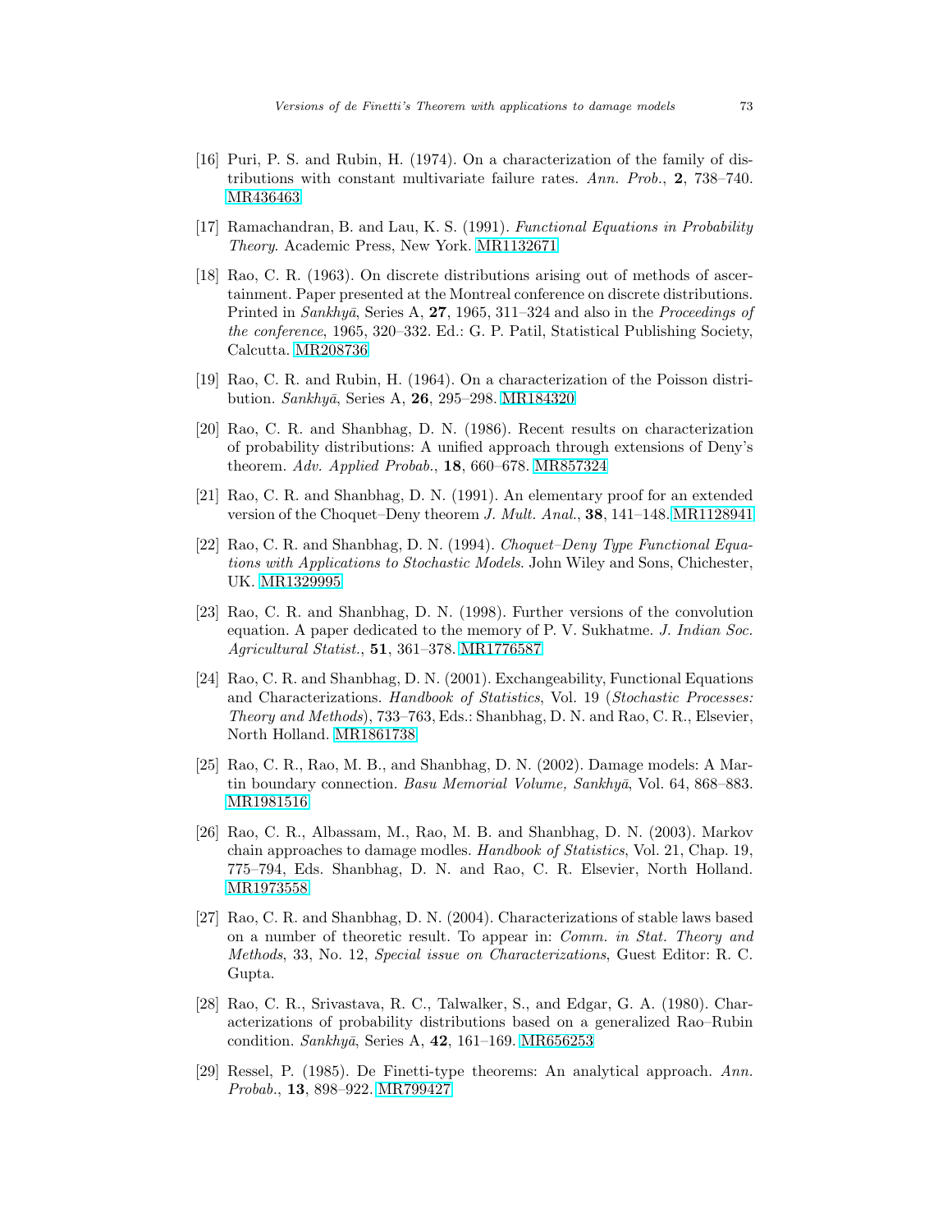[16] Puri, P. S. and Rubin, H. (1974). On a characterization of the family of distributions with constant multivariate failure rates. *Ann. Prob.*, **2**, 738–740. MR436463

[17] Ramachandran, B. and Lau, K. S. (1991). *Functional Equations in Probability Theory*. Academic Press, New York. MR1132671

[18] Rao, C. R. (1963). On discrete distributions arising out of methods of ascertainment. Paper presented at the Montreal conference on discrete distributions. Printed in *Sankhyā*, Series A, **27**, 1965, 311–324 and also in the *Proceedings of the conference*, 1965, 320–332. Ed.: G. P. Patil, Statistical Publishing Society, Calcutta. MR208736

[19] Rao, C. R. and Rubin, H. (1964). On a characterization of the Poisson distribution. *Sankhyā*, Series A, **26**, 295–298. MR184320

[20] Rao, C. R. and Shanbhag, D. N. (1986). Recent results on characterization of probability distributions: A unified approach through extensions of Deny's theorem. *Adv. Applied Probab.*, **18**, 660–678. MR857324

[21] Rao, C. R. and Shanbhag, D. N. (1991). An elementary proof for an extended version of the Choquet–Deny theorem *J. Mult. Anal.*, **38**, 141–148. MR1128941

[22] Rao, C. R. and Shanbhag, D. N. (1994). *Choquet–Deny Type Functional Equations with Applications to Stochastic Models*. John Wiley and Sons, Chichester, UK. MR1329995

[23] Rao, C. R. and Shanbhag, D. N. (1998). Further versions of the convolution equation. A paper dedicated to the memory of P. V. Sukhatme. *J. Indian Soc. Agricultural Statist.*, **51**, 361–378. MR1776587

[24] Rao, C. R. and Shanbhag, D. N. (2001). Exchangeability, Functional Equations and Characterizations. *Handbook of Statistics*, Vol. 19 (*Stochastic Processes: Theory and Methods*), 733–763, Eds.: Shanbhag, D. N. and Rao, C. R., Elsevier, North Holland. MR1861738

[25] Rao, C. R., Rao, M. B., and Shanbhag, D. N. (2002). Damage models: A Martin boundary connection. *Basu Memorial Volume, Sankhyā*, Vol. 64, 868–883. MR1981516

[26] Rao, C. R., Albassam, M., Rao, M. B. and Shanbhag, D. N. (2003). Markov chain approaches to damage modles. *Handbook of Statistics*, Vol. 21, Chap. 19, 775–794, Eds. Shanbhag, D. N. and Rao, C. R. Elsevier, North Holland. MR1973558

[27] Rao, C. R. and Shanbhag, D. N. (2004). Characterizations of stable laws based on a number of theoretic result. To appear in: *Comm. in Stat. Theory and Methods*, 33, No. 12, *Special issue on Characterizations*, Guest Editor: R. C. Gupta.

[28] Rao, C. R., Srivastava, R. C., Talwalker, S., and Edgar, G. A. (1980). Characterizations of probability distributions based on a generalized Rao–Rubin condition. *Sankhyā*, Series A, **42**, 161–169. MR656253

[29] Ressel, P. (1985). De Finetti-type theorems: An analytical approach. *Ann. Probab.*, **13**, 898–922. MR799427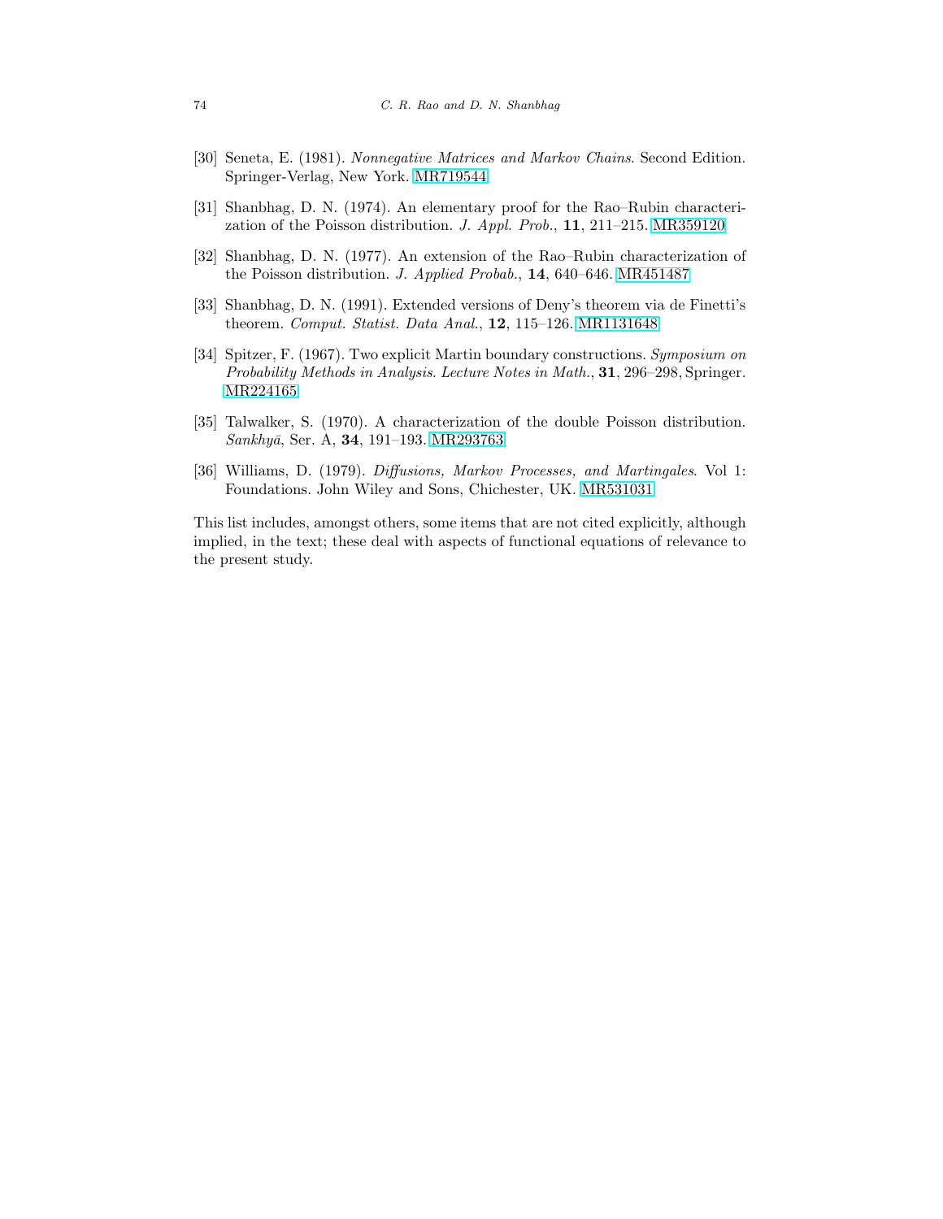[30] Seneta, E. (1981). *Nonnegative Matrices and Markov Chains*. Second Edition. Springer-Verlag, New York. MR719544

[31] Shanbhag, D. N. (1974). An elementary proof for the Rao–Rubin characterization of the Poisson distribution. *J. Appl. Prob.*, **11**, 211–215. MR359120

[32] Shanbhag, D. N. (1977). An extension of the Rao–Rubin characterization of the Poisson distribution. *J. Applied Probab.*, **14**, 640–646. MR451487

[33] Shanbhag, D. N. (1991). Extended versions of Deny's theorem via de Finetti's theorem. *Comput. Statist. Data Anal.*, **12**, 115–126. MR1131648

[34] Spitzer, F. (1967). Two explicit Martin boundary constructions. *Symposium on Probability Methods in Analysis. Lecture Notes in Math.*, **31**, 296–298, Springer. MR224165

[35] Talwalker, S. (1970). A characterization of the double Poisson distribution. *Sankhyā*, Ser. A, **34**, 191–193. MR293763

[36] Williams, D. (1979). *Diffusions, Markov Processes, and Martingales*. Vol 1: Foundations. John Wiley and Sons, Chichester, UK. MR531031

This list includes, amongst others, some items that are not cited explicitly, although implied, in the text; these deal with aspects of functional equations of relevance to the present study.